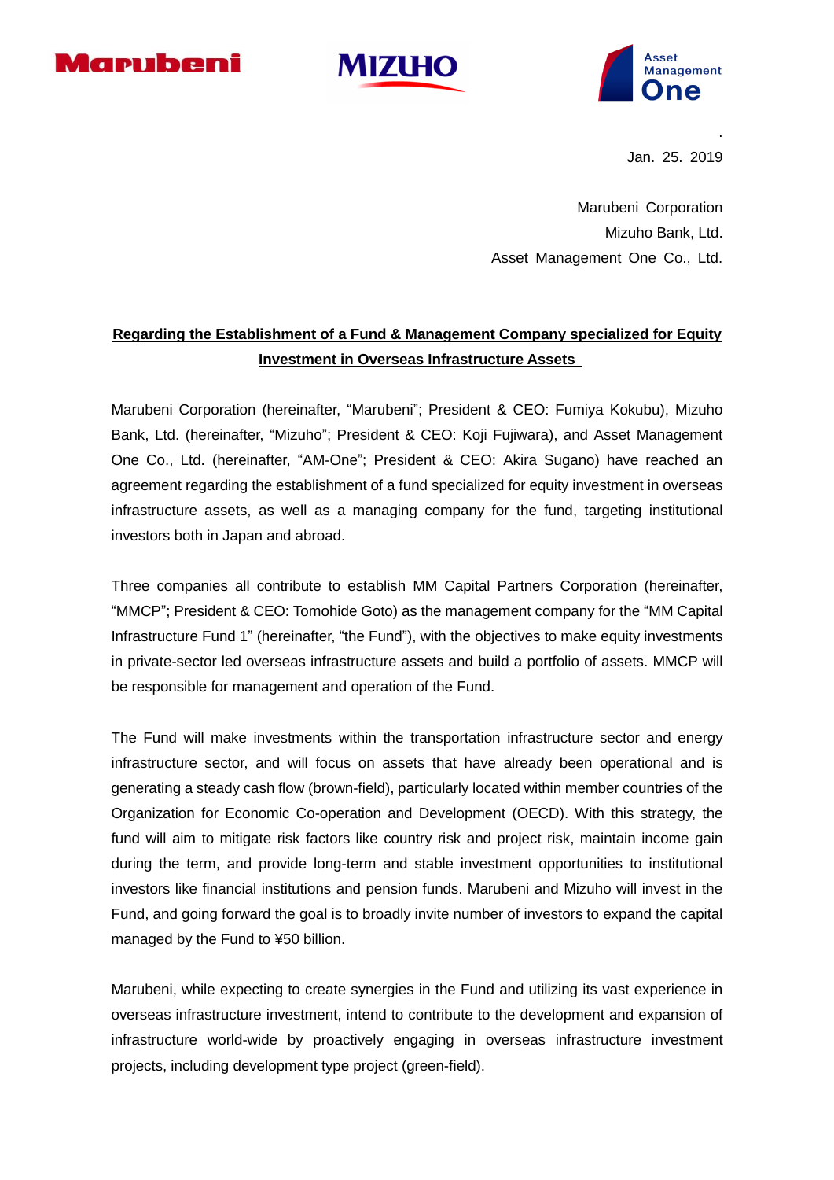Marubeni MIZUHO Asset Management One

Jan. 25. 2019

Marubeni Corporation
Mizuho Bank, Ltd.
Asset Management One Co., Ltd.

**Regarding the Establishment of a Fund & Management Company specialized for Equity Investment in Overseas Infrastructure Assets**

Marubeni Corporation (hereinafter, “Marubeni”; President & CEO: Fumiya Kokubu), Mizuho Bank, Ltd. (hereinafter, “Mizuho”; President & CEO: Koji Fujiwara), and Asset Management One Co., Ltd. (hereinafter, “AM-One”; President & CEO: Akira Sugano) have reached an agreement regarding the establishment of a fund specialized for equity investment in overseas infrastructure assets, as well as a managing company for the fund, targeting institutional investors both in Japan and abroad.

Three companies all contribute to establish MM Capital Partners Corporation (hereinafter, “MMCP”; President & CEO: Tomohide Goto) as the management company for the “MM Capital Infrastructure Fund 1” (hereinafter, “the Fund”), with the objectives to make equity investments in private-sector led overseas infrastructure assets and build a portfolio of assets. MMCP will be responsible for management and operation of the Fund.

The Fund will make investments within the transportation infrastructure sector and energy infrastructure sector, and will focus on assets that have already been operational and is generating a steady cash flow (brown-field), particularly located within member countries of the Organization for Economic Co-operation and Development (OECD). With this strategy, the fund will aim to mitigate risk factors like country risk and project risk, maintain income gain during the term, and provide long-term and stable investment opportunities to institutional investors like financial institutions and pension funds. Marubeni and Mizuho will invest in the Fund, and going forward the goal is to broadly invite number of investors to expand the capital managed by the Fund to ¥50 billion.

Marubeni, while expecting to create synergies in the Fund and utilizing its vast experience in overseas infrastructure investment, intend to contribute to the development and expansion of infrastructure world-wide by proactively engaging in overseas infrastructure investment projects, including development type project (green-field).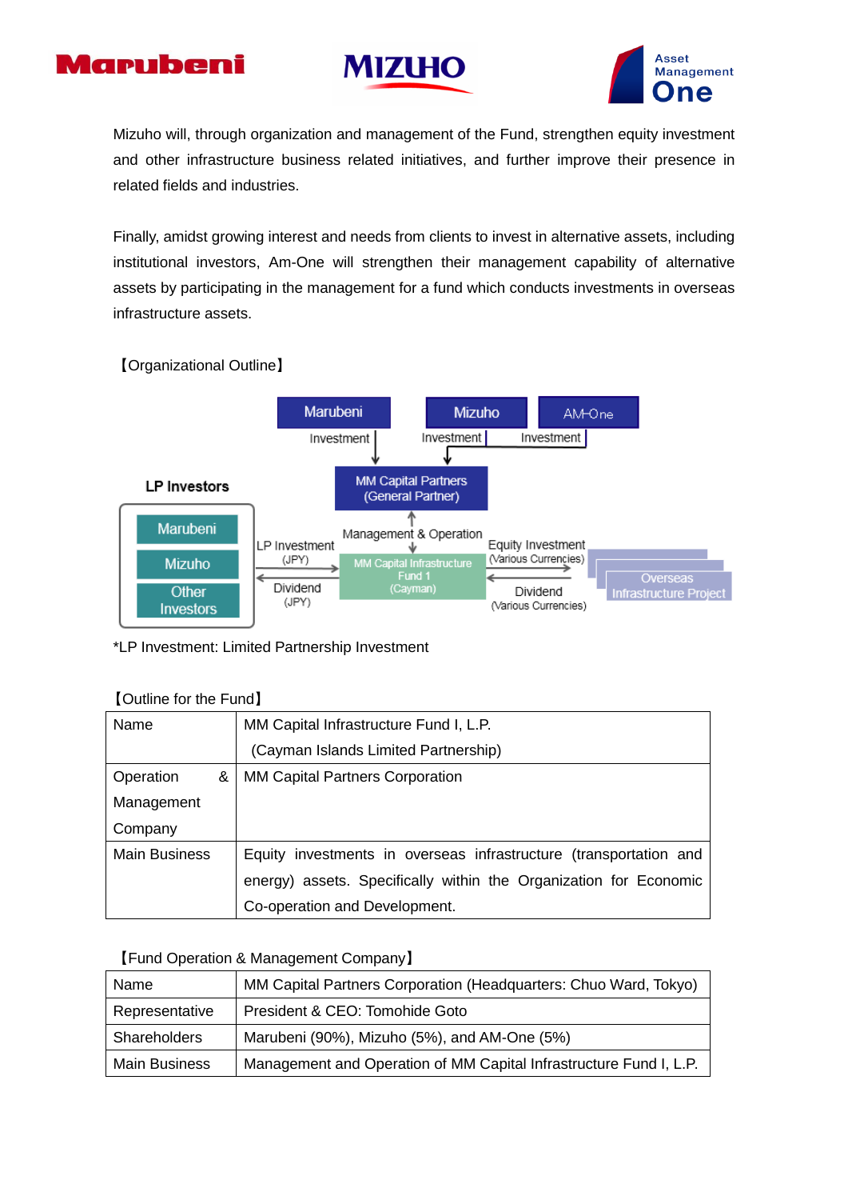Mizuho will, through organization and management of the Fund, strengthen equity investment and other infrastructure business related initiatives, and further improve their presence in related fields and industries.

Finally, amidst growing interest and needs from clients to invest in alternative assets, including institutional investors, Am-One will strengthen their management capability of alternative assets by participating in the management for a fund which conducts investments in overseas infrastructure assets.

【Organizational Outline】

Marubeni — Investment → MM Capital Partners (General Partner)
Mizuho — Investment → MM Capital Partners (General Partner)
AM-One — Investment → MM Capital Partners (General Partner)

MM Capital Partners (General Partner) — Management & Operation → MM Capital Infrastructure Fund 1 (Cayman)

LP Investors (Marubeni, Mizuho, Other Investors) — LP Investment (JPY) → MM Capital Infrastructure Fund 1 (Cayman)
MM Capital Infrastructure Fund 1 (Cayman) — Dividend (JPY) → LP Investors

MM Capital Infrastructure Fund 1 (Cayman) — Equity Investment (Various Currencies) → Overseas Infrastructure Project
Overseas Infrastructure Project — Dividend (Various Currencies) → MM Capital Infrastructure Fund 1 (Cayman)

*LP Investment: Limited Partnership Investment

【Outline for the Fund】

| | |
|---|---|
| Name | MM Capital Infrastructure Fund I, L.P. (Cayman Islands Limited Partnership) |
| Operation & Management Company | MM Capital Partners Corporation |
| Main Business | Equity investments in overseas infrastructure (transportation and energy) assets. Specifically within the Organization for Economic Co-operation and Development. |

【Fund Operation & Management Company】

| | |
|---|---|
| Name | MM Capital Partners Corporation (Headquarters: Chuo Ward, Tokyo) |
| Representative | President & CEO: Tomohide Goto |
| Shareholders | Marubeni (90%), Mizuho (5%), and AM-One (5%) |
| Main Business | Management and Operation of MM Capital Infrastructure Fund I, L.P. |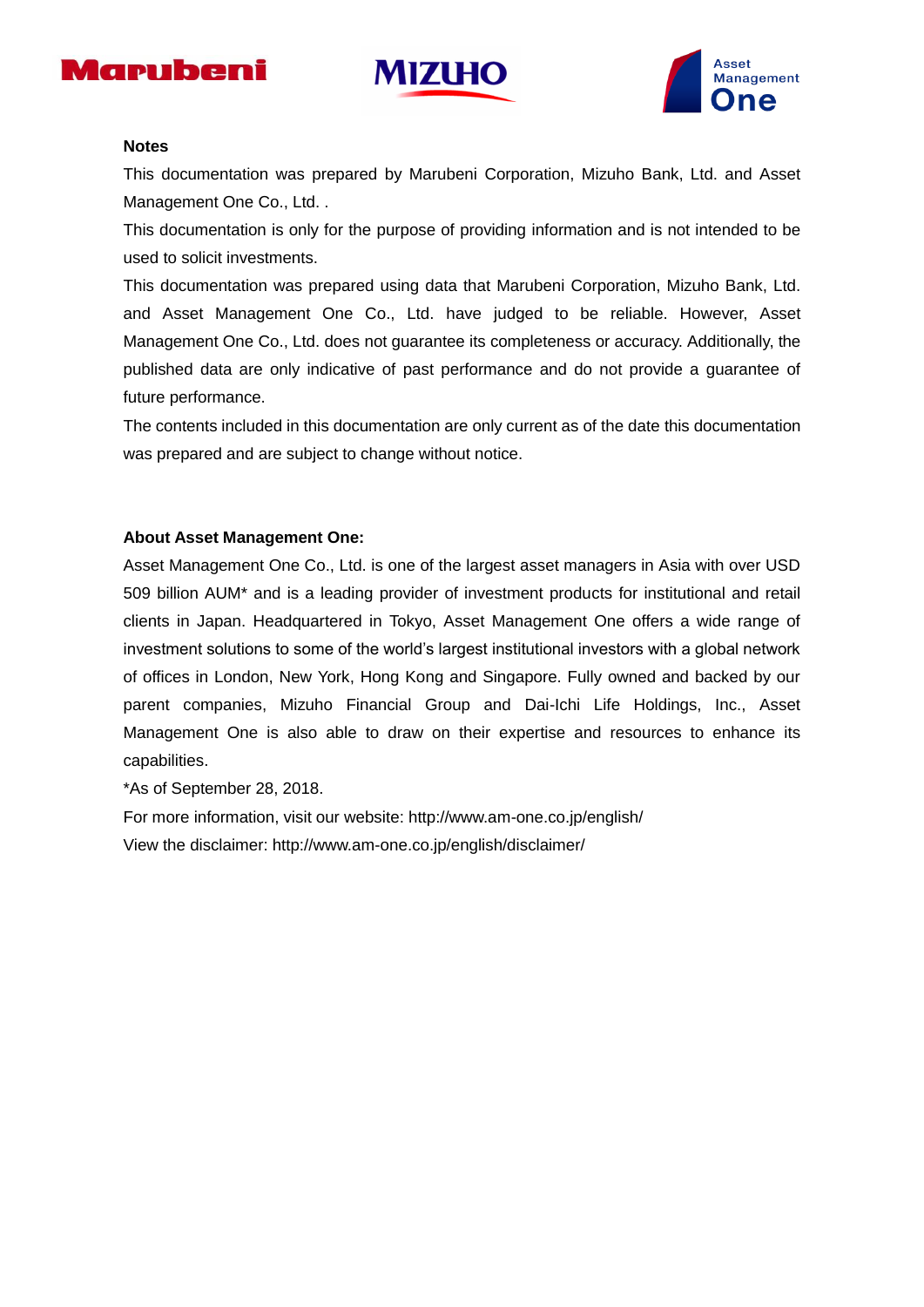**Notes**

This documentation was prepared by Marubeni Corporation, Mizuho Bank, Ltd. and Asset Management One Co., Ltd. .

This documentation is only for the purpose of providing information and is not intended to be used to solicit investments.

This documentation was prepared using data that Marubeni Corporation, Mizuho Bank, Ltd. and Asset Management One Co., Ltd. have judged to be reliable. However, Asset Management One Co., Ltd. does not guarantee its completeness or accuracy. Additionally, the published data are only indicative of past performance and do not provide a guarantee of future performance.

The contents included in this documentation are only current as of the date this documentation was prepared and are subject to change without notice.

**About Asset Management One:**

Asset Management One Co., Ltd. is one of the largest asset managers in Asia with over USD 509 billion AUM* and is a leading provider of investment products for institutional and retail clients in Japan. Headquartered in Tokyo, Asset Management One offers a wide range of investment solutions to some of the world's largest institutional investors with a global network of offices in London, New York, Hong Kong and Singapore. Fully owned and backed by our parent companies, Mizuho Financial Group and Dai-Ichi Life Holdings, Inc., Asset Management One is also able to draw on their expertise and resources to enhance its capabilities.

*As of September 28, 2018.

For more information, visit our website: http://www.am-one.co.jp/english/

View the disclaimer: http://www.am-one.co.jp/english/disclaimer/